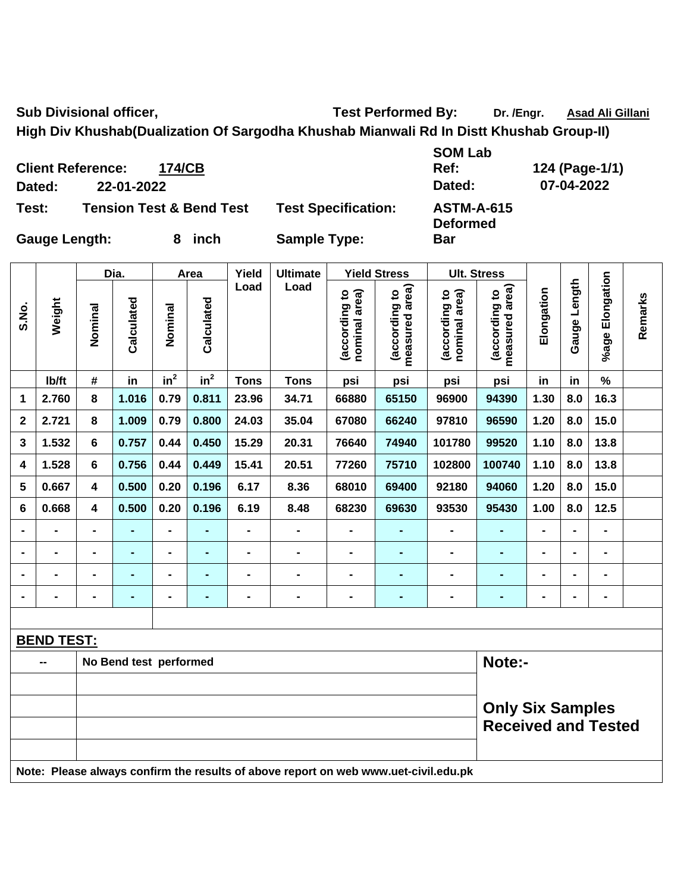**Sub Divisional officer,** **Test Performed By:** Dr. /Engr. Asad Ali Gillani

**High Div Khushab(Dualization Of Sargodha Khushab Mianwali Rd In Distt Khushab Group-II)**

**Client Reference:** 174/CB **SOM Lab Ref:** 124 (Page-1/1)

**Dated:** 22-01-2022 **Dated:** 07-04-2022

**Test:** Tension Test & Bend Test **Test Specification:** ASTM-A-615

**Gauge Length:** 8 inch **Sample Type:** Deformed Bar

| S.No. | Weight | Dia. | | Area | | Yield Load | Ultimate Load | Yield Stress | | Ult. Stress | | Elongation | Gauge Length | %age Elongation | Remarks |
|---|---|---|---|---|---|---|---|---|---|---|---|---|---|---|---|
| | | Nominal | Calculated | Nominal | Calculated | | | (according to nominal area) | (according to measured area) | (according to nominal area) | (according to measured area) | | | | |
| | lb/ft | # | in | $in^2$ | $in^2$ | Tons | Tons | psi | psi | psi | psi | in | in | % | |
| 1 | 2.760 | 8 | 1.016 | 0.79 | 0.811 | 23.96 | 34.71 | 66880 | 65150 | 96900 | 94390 | 1.30 | 8.0 | 16.3 | |
| 2 | 2.721 | 8 | 1.009 | 0.79 | 0.800 | 24.03 | 35.04 | 67080 | 66240 | 97810 | 96590 | 1.20 | 8.0 | 15.0 | |
| 3 | 1.532 | 6 | 0.757 | 0.44 | 0.450 | 15.29 | 20.31 | 76640 | 74940 | 101780 | 99520 | 1.10 | 8.0 | 13.8 | |
| 4 | 1.528 | 6 | 0.756 | 0.44 | 0.449 | 15.41 | 20.51 | 77260 | 75710 | 102800 | 100740 | 1.10 | 8.0 | 13.8 | |
| 5 | 0.667 | 4 | 0.500 | 0.20 | 0.196 | 6.17 | 8.36 | 68010 | 69400 | 92180 | 94060 | 1.20 | 8.0 | 15.0 | |
| 6 | 0.668 | 4 | 0.500 | 0.20 | 0.196 | 6.19 | 8.48 | 68230 | 69630 | 93530 | 95430 | 1.00 | 8.0 | 12.5 | |
| - | - | - | - | - | - | - | - | - | - | - | - | - | - | - | |
| - | - | - | - | - | - | - | - | - | - | - | - | - | - | - | |
| - | - | - | - | - | - | - | - | - | - | - | - | - | - | - | |
| - | - | - | - | - | - | - | - | - | - | - | - | - | - | - | |

**BEND TEST:**

| -- | No Bend test performed |
|---|---|

**Note:-**

**Only Six Samples Received and Tested**

**Note: Please always confirm the results of above report on web www.uet-civil.edu.pk**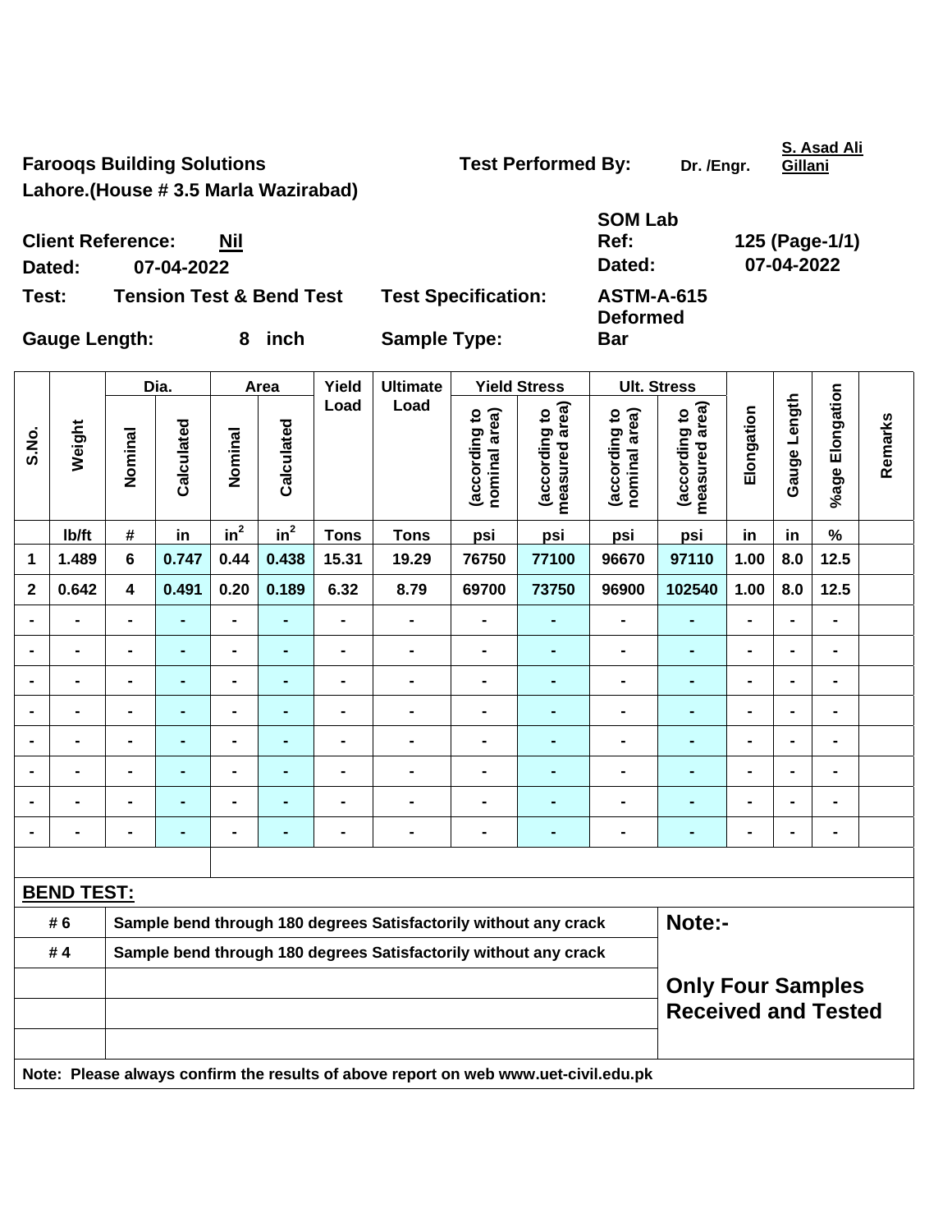**Farooqs Building Solutions**
**Lahore.(House # 3.5 Marla Wazirabad)**

**Test Performed By:** Dr. /Engr. S. Asad Ali Gillani

**Client Reference:** Nil
**Dated:** 07-04-2022

**SOM Lab Ref:** 125 (Page-1/1)
**Dated:** 07-04-2022

**Test:** Tension Test & Bend Test
**Test Specification:** ASTM-A-615
**Gauge Length:** 8 inch
**Sample Type:** Deformed Bar

| S.No. | Weight | Dia. | | Area | | Yield Load | Ultimate Load | Yield Stress | | Ult. Stress | | Elongation | Gauge Length | %age Elongation | Remarks |
|---|---|---|---|---|---|---|---|---|---|---|---|---|---|---|---|
| | | Nominal | Calculated | Nominal | Calculated | | | (according to nominal area) | (according to measured area) | (according to nominal area) | (according to measured area) | | | | |
| | lb/ft | # | in | $in^2$ | $in^2$ | Tons | Tons | psi | psi | psi | psi | in | in | % | |
| 1 | 1.489 | 6 | 0.747 | 0.44 | 0.438 | 15.31 | 19.29 | 76750 | 77100 | 96670 | 97110 | 1.00 | 8.0 | 12.5 | |
| 2 | 0.642 | 4 | 0.491 | 0.20 | 0.189 | 6.32 | 8.79 | 69700 | 73750 | 96900 | 102540 | 1.00 | 8.0 | 12.5 | |
| - | - | - | - | - | - | - | - | - | - | - | - | - | - | - | |
| - | - | - | - | - | - | - | - | - | - | - | - | - | - | - | |
| - | - | - | - | - | - | - | - | - | - | - | - | - | - | - | |
| - | - | - | - | - | - | - | - | - | - | - | - | - | - | - | |
| - | - | - | - | - | - | - | - | - | - | - | - | - | - | - | |
| - | - | - | - | - | - | - | - | - | - | - | - | - | - | - | |
| - | - | - | - | - | - | - | - | - | - | - | - | - | - | - | |
| - | - | - | - | - | - | - | - | - | - | - | - | - | - | - | |

**BEND TEST:**

| | |
|---|---|
| # 6 | Sample bend through 180 degrees Satisfactorily without any crack |
| # 4 | Sample bend through 180 degrees Satisfactorily without any crack |

**Note:-**

**Only Four Samples Received and Tested**

**Note: Please always confirm the results of above report on web www.uet-civil.edu.pk**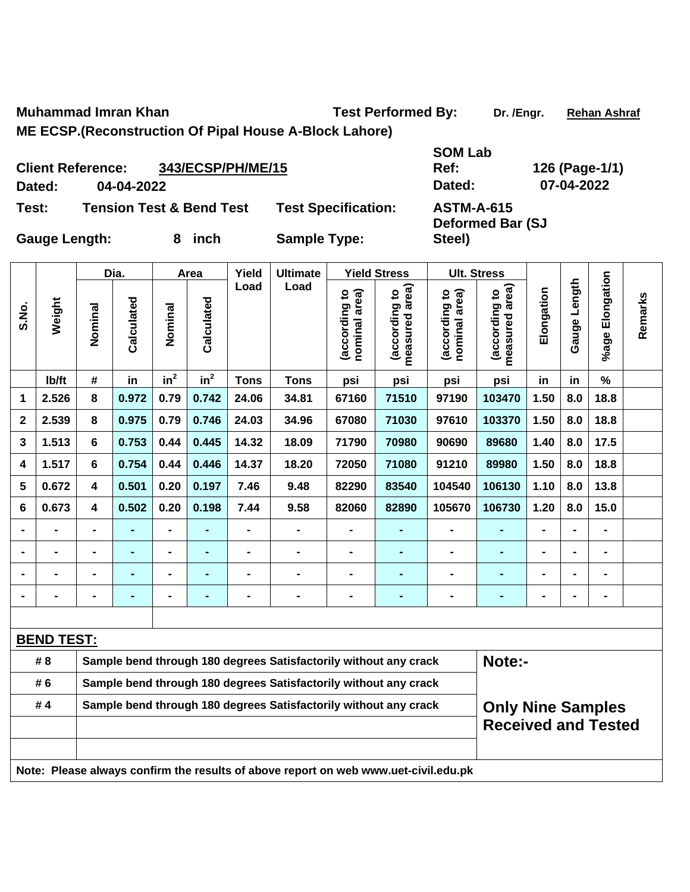**Muhammad Imran Khan** | **Test Performed By:** Dr. /Engr. Rehan Ashraf

**ME ECSP.(Reconstruction Of Pipal House A-Block Lahore)**

**Client Reference:** 343/ECSP/PH/ME/15 | **SOM Lab Ref:** 126 (Page-1/1)

**Dated:** 04-04-2022 | **Dated:** 07-04-2022

**Test:** Tension Test & Bend Test | **Test Specification:** ASTM-A-615

**Gauge Length:** 8 inch | **Sample Type:** Deformed Bar (SJ Steel)

| S.No. | Weight | Dia. | | Area | | Yield Load | Ultimate Load | Yield Stress | | Ult. Stress | | Elongation | Gauge Length | %age Elongation | Remarks |
|---|---|---|---|---|---|---|---|---|---|---|---|---|---|---|---|
| | | Nominal | Calculated | Nominal | Calculated | | | (according to nominal area) | (according to measured area) | (according to nominal area) | (according to measured area) | | | | |
| | lb/ft | # | in | $in^2$ | $in^2$ | Tons | Tons | psi | psi | psi | psi | in | in | % | |
| 1 | 2.526 | 8 | 0.972 | 0.79 | 0.742 | 24.06 | 34.81 | 67160 | 71510 | 97190 | 103470 | 1.50 | 8.0 | 18.8 | |
| 2 | 2.539 | 8 | 0.975 | 0.79 | 0.746 | 24.03 | 34.96 | 67080 | 71030 | 97610 | 103370 | 1.50 | 8.0 | 18.8 | |
| 3 | 1.513 | 6 | 0.753 | 0.44 | 0.445 | 14.32 | 18.09 | 71790 | 70980 | 90690 | 89680 | 1.40 | 8.0 | 17.5 | |
| 4 | 1.517 | 6 | 0.754 | 0.44 | 0.446 | 14.37 | 18.20 | 72050 | 71080 | 91210 | 89980 | 1.50 | 8.0 | 18.8 | |
| 5 | 0.672 | 4 | 0.501 | 0.20 | 0.197 | 7.46 | 9.48 | 82290 | 83540 | 104540 | 106130 | 1.10 | 8.0 | 13.8 | |
| 6 | 0.673 | 4 | 0.502 | 0.20 | 0.198 | 7.44 | 9.58 | 82060 | 82890 | 105670 | 106730 | 1.20 | 8.0 | 15.0 | |
| - | - | - | - | - | - | - | - | - | - | - | - | - | - | - | |
| - | - | - | - | - | - | - | - | - | - | - | - | - | - | - | |
| - | - | - | - | - | - | - | - | - | - | - | - | - | - | - | |
| - | - | - | - | - | - | - | - | - | - | - | - | - | - | - | |

**BEND TEST:**

| | | |
|---|---|---|
| # 8 | Sample bend through 180 degrees Satisfactorily without any crack | **Note:-** |
| # 6 | Sample bend through 180 degrees Satisfactorily without any crack | |
| # 4 | Sample bend through 180 degrees Satisfactorily without any crack | **Only Nine Samples Received and Tested** |

**Note: Please always confirm the results of above report on web www.uet-civil.edu.pk**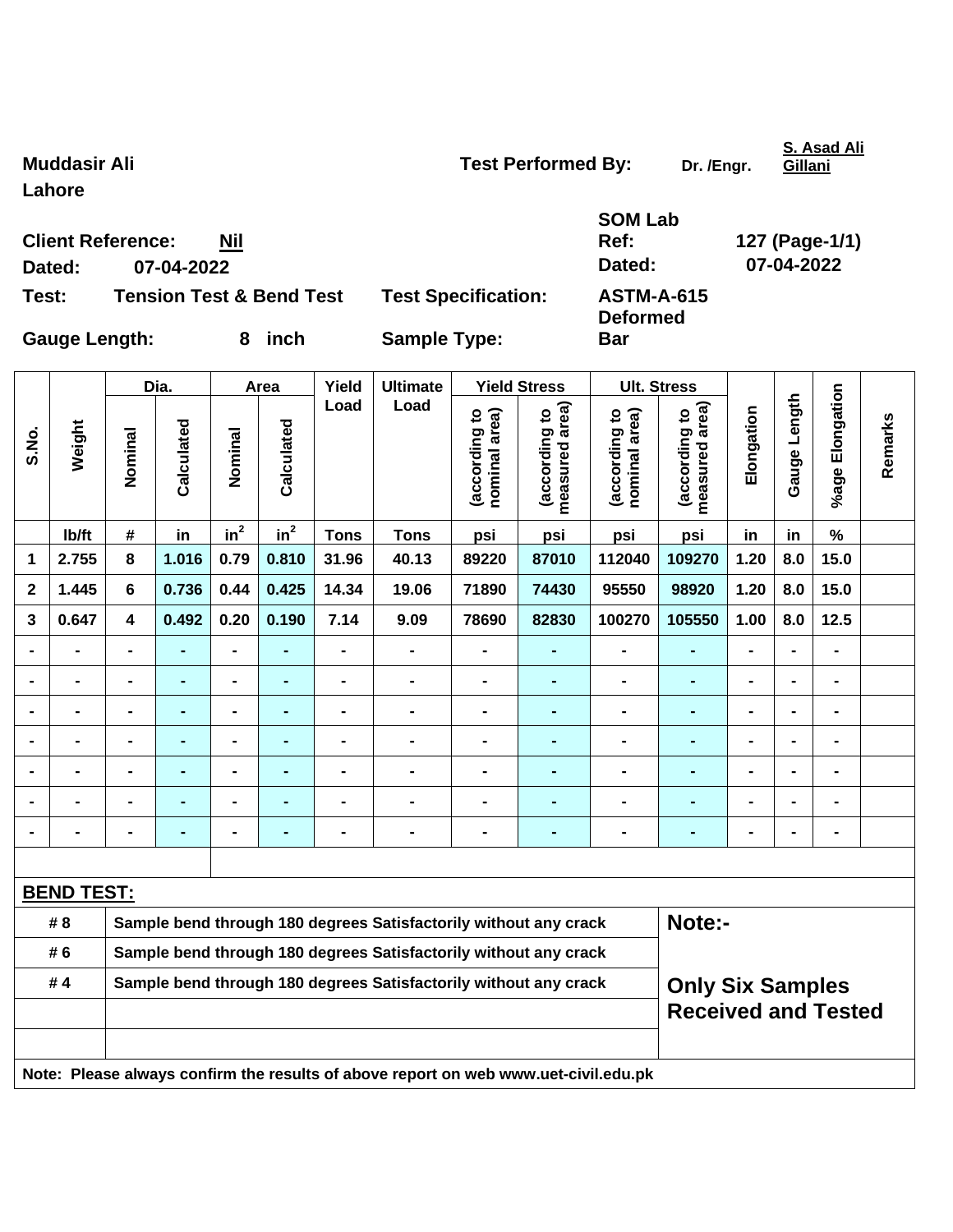**Muddasir Ali**
**Lahore**

**Test Performed By:** Dr. /Engr. S. Asad Ali Gillani

**Client Reference:** Nil
**Dated:** 07-04-2022

**SOM Lab Ref:** 127 (Page-1/1)
**Dated:** 07-04-2022

**Test:** Tension Test & Bend Test
**Test Specification:** ASTM-A-615
**Gauge Length:** 8 inch
**Sample Type:** Deformed Bar

| S.No. | Weight | Dia. | | Area | | Yield Load | Ultimate Load | Yield Stress | | Ult. Stress | | Elongation | Gauge Length | %age Elongation | Remarks |
|---|---|---|---|---|---|---|---|---|---|---|---|---|---|---|---|
| | | Nominal | Calculated | Nominal | Calculated | | | (according to nominal area) | (according to measured area) | (according to nominal area) | (according to measured area) | | | | |
| | lb/ft | # | in | $in^2$ | $in^2$ | Tons | Tons | psi | psi | psi | psi | in | in | % | |
| 1 | 2.755 | 8 | 1.016 | 0.79 | 0.810 | 31.96 | 40.13 | 89220 | 87010 | 112040 | 109270 | 1.20 | 8.0 | 15.0 | |
| 2 | 1.445 | 6 | 0.736 | 0.44 | 0.425 | 14.34 | 19.06 | 71890 | 74430 | 95550 | 98920 | 1.20 | 8.0 | 15.0 | |
| 3 | 0.647 | 4 | 0.492 | 0.20 | 0.190 | 7.14 | 9.09 | 78690 | 82830 | 100270 | 105550 | 1.00 | 8.0 | 12.5 | |
| - | - | - | - | - | - | - | - | - | - | - | - | - | - | - | |
| - | - | - | - | - | - | - | - | - | - | - | - | - | - | - | |
| - | - | - | - | - | - | - | - | - | - | - | - | - | - | - | |
| - | - | - | - | - | - | - | - | - | - | - | - | - | - | - | |
| - | - | - | - | - | - | - | - | - | - | - | - | - | - | - | |
| - | - | - | - | - | - | - | - | - | - | - | - | - | - | - | |
| - | - | - | - | - | - | - | - | - | - | - | - | - | - | - | |

**BEND TEST:**

| | | |
|---|---|---|
| # 8 | Sample bend through 180 degrees Satisfactorily without any crack | Note:- |
| # 6 | Sample bend through 180 degrees Satisfactorily without any crack | |
| # 4 | Sample bend through 180 degrees Satisfactorily without any crack | Only Six Samples Received and Tested |

**Note: Please always confirm the results of above report on web www.uet-civil.edu.pk**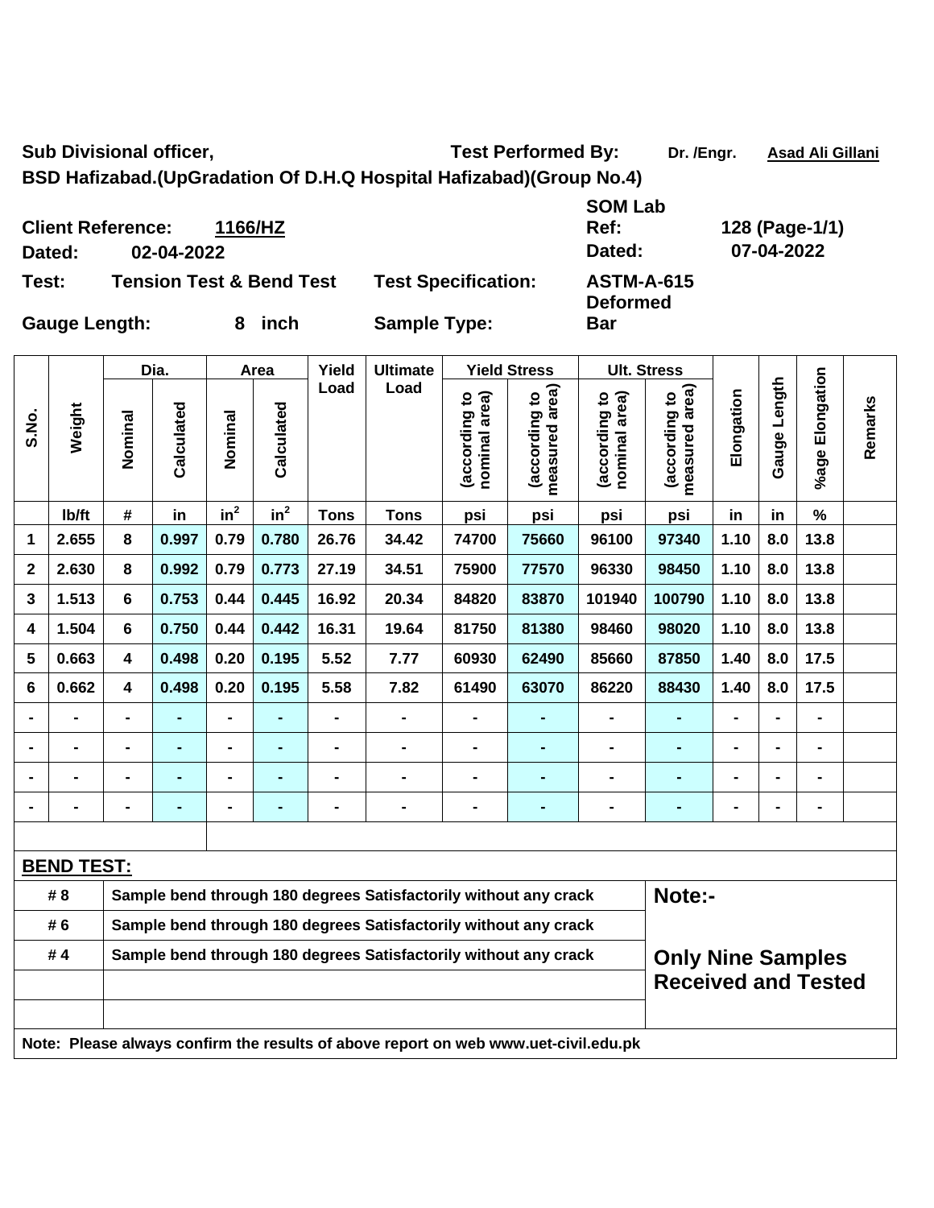**Sub Divisional officer,** **Test Performed By:** **Dr. /Engr.** **Asad Ali Gillani**

**BSD Hafizabad.(UpGradation Of D.H.Q Hospital Hafizabad)(Group No.4)**

| | | | |
|---|---|---|---|
| **Client Reference:** | **1166/HZ** | **SOM Lab Ref:** | **128 (Page-1/1)** |
| **Dated:** | **02-04-2022** | **Dated:** | **07-04-2022** |
| **Test:** | **Tension Test & Bend Test** | **Test Specification:** | **ASTM-A-615** |
| **Gauge Length:** | **8 inch** | **Sample Type:** | **Deformed Bar** |

| S.No. | Weight | Dia. | | Area | | Yield Load | Ultimate Load | Yield Stress | | Ult. Stress | | Elongation | Gauge Length | %age Elongation | Remarks |
|---|---|---|---|---|---|---|---|---|---|---|---|---|---|---|---|
| | | Nominal | Calculated | Nominal | Calculated | | | (according to nominal area) | (according to measured area) | (according to nominal area) | (according to measured area) | | | | |
| | lb/ft | # | in | $in^2$ | $in^2$ | Tons | Tons | psi | psi | psi | psi | in | in | % | |
| 1 | 2.655 | 8 | 0.997 | 0.79 | 0.780 | 26.76 | 34.42 | 74700 | 75660 | 96100 | 97340 | 1.10 | 8.0 | 13.8 | |
| 2 | 2.630 | 8 | 0.992 | 0.79 | 0.773 | 27.19 | 34.51 | 75900 | 77570 | 96330 | 98450 | 1.10 | 8.0 | 13.8 | |
| 3 | 1.513 | 6 | 0.753 | 0.44 | 0.445 | 16.92 | 20.34 | 84820 | 83870 | 101940 | 100790 | 1.10 | 8.0 | 13.8 | |
| 4 | 1.504 | 6 | 0.750 | 0.44 | 0.442 | 16.31 | 19.64 | 81750 | 81380 | 98460 | 98020 | 1.10 | 8.0 | 13.8 | |
| 5 | 0.663 | 4 | 0.498 | 0.20 | 0.195 | 5.52 | 7.77 | 60930 | 62490 | 85660 | 87850 | 1.40 | 8.0 | 17.5 | |
| 6 | 0.662 | 4 | 0.498 | 0.20 | 0.195 | 5.58 | 7.82 | 61490 | 63070 | 86220 | 88430 | 1.40 | 8.0 | 17.5 | |
| - | - | - | - | - | - | - | - | - | - | - | - | - | - | - | |
| - | - | - | - | - | - | - | - | - | - | - | - | - | - | - | |
| - | - | - | - | - | - | - | - | - | - | - | - | - | - | - | |
| - | - | - | - | - | - | - | - | - | - | - | - | - | - | - | |

**BEND TEST:**

| | | |
|---|---|---|
| # 8 | Sample bend through 180 degrees Satisfactorily without any crack | **Note:-** |
| # 6 | Sample bend through 180 degrees Satisfactorily without any crack | |
| # 4 | Sample bend through 180 degrees Satisfactorily without any crack | **Only Nine Samples Received and Tested** |

**Note: Please always confirm the results of above report on web www.uet-civil.edu.pk**